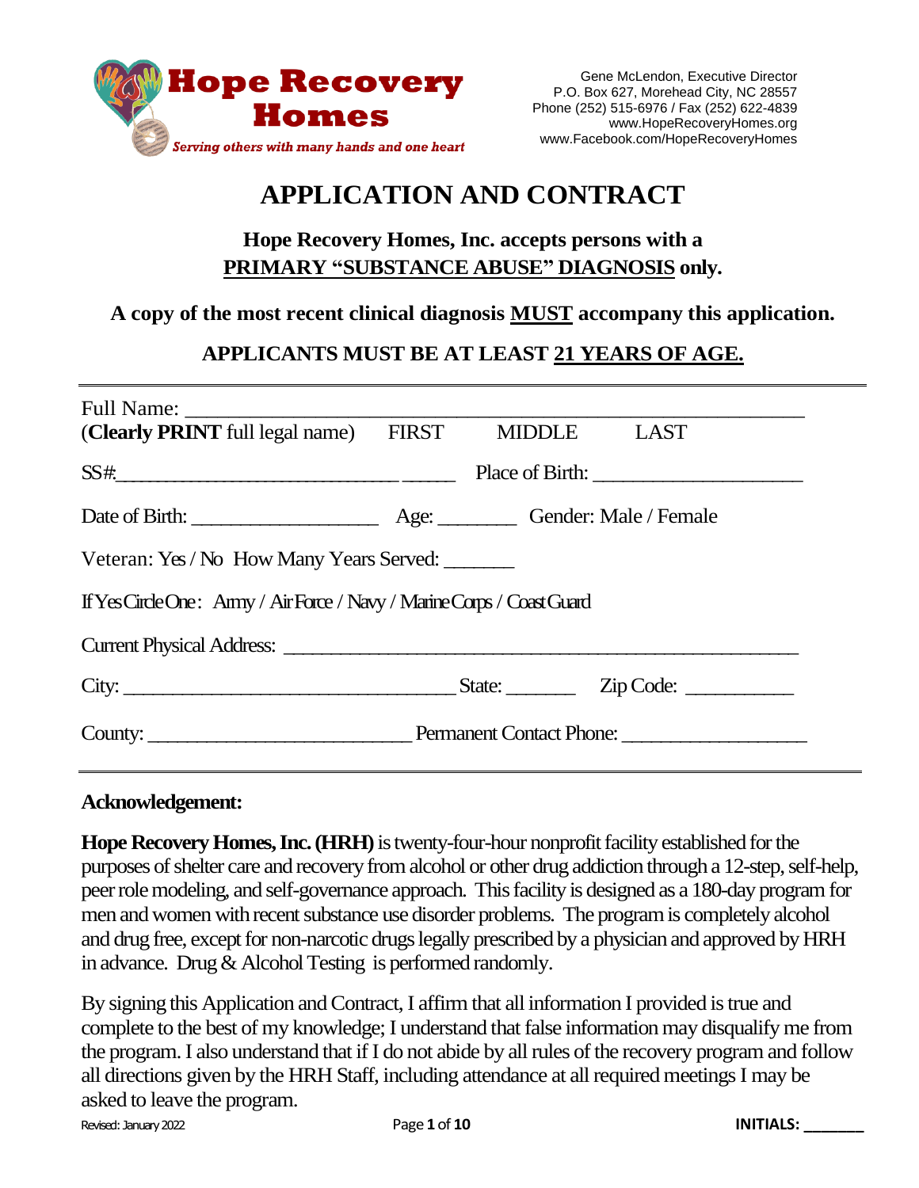**Hope Recovery Homes**

*Serving others with many hands and one heart*

Gene McLendon, Executive Director
P.O. Box 627, Morehead City, NC 28557
Phone (252) 515-6976 / Fax (252) 622-4839
www.HopeRecoveryHomes.org
www.Facebook.com/HopeRecoveryHomes

# APPLICATION AND CONTRACT

### Hope Recovery Homes, Inc. accepts persons with a <u>PRIMARY "SUBSTANCE ABUSE" DIAGNOSIS</u> only.

### A copy of the most recent clinical diagnosis <u>MUST</u> accompany this application.

### APPLICANTS MUST BE AT LEAST <u>21 YEARS OF AGE.</u>

---

Full Name: ______________________________________________________
(**Clearly PRINT** full legal name) FIRST MIDDLE LAST

SS#:___________________________ _____ Place of Birth: ____________________

Date of Birth: __________________ Age: ________ Gender: Male / Female

Veteran: Yes / No How Many Years Served: _______

If Yes Circle One: Army / Air Force / Navy / Marine Corps / Coast Guard

Current Physical Address: ______________________________________________

City: ________________________________ State: _______ Zip Code: ___________

County: _________________________ Permanent Contact Phone: __________________

---

**Acknowledgement:**

**Hope Recovery Homes, Inc. (HRH)** is twenty-four-hour nonprofit facility established for the purposes of shelter care and recovery from alcohol or other drug addiction through a 12-step, self-help, peer role modeling, and self-governance approach. This facility is designed as a 180-day program for men and women with recent substance use disorder problems. The program is completely alcohol and drug free, except for non-narcotic drugs legally prescribed by a physician and approved by HRH in advance. Drug & Alcohol Testing is performed randomly.

By signing this Application and Contract, I affirm that all information I provided is true and complete to the best of my knowledge; I understand that false information may disqualify me from the program. I also understand that if I do not abide by all rules of the recovery program and follow all directions given by the HRH Staff, including attendance at all required meetings I may be asked to leave the program.

Revised: January 2022

**INITIALS:** _______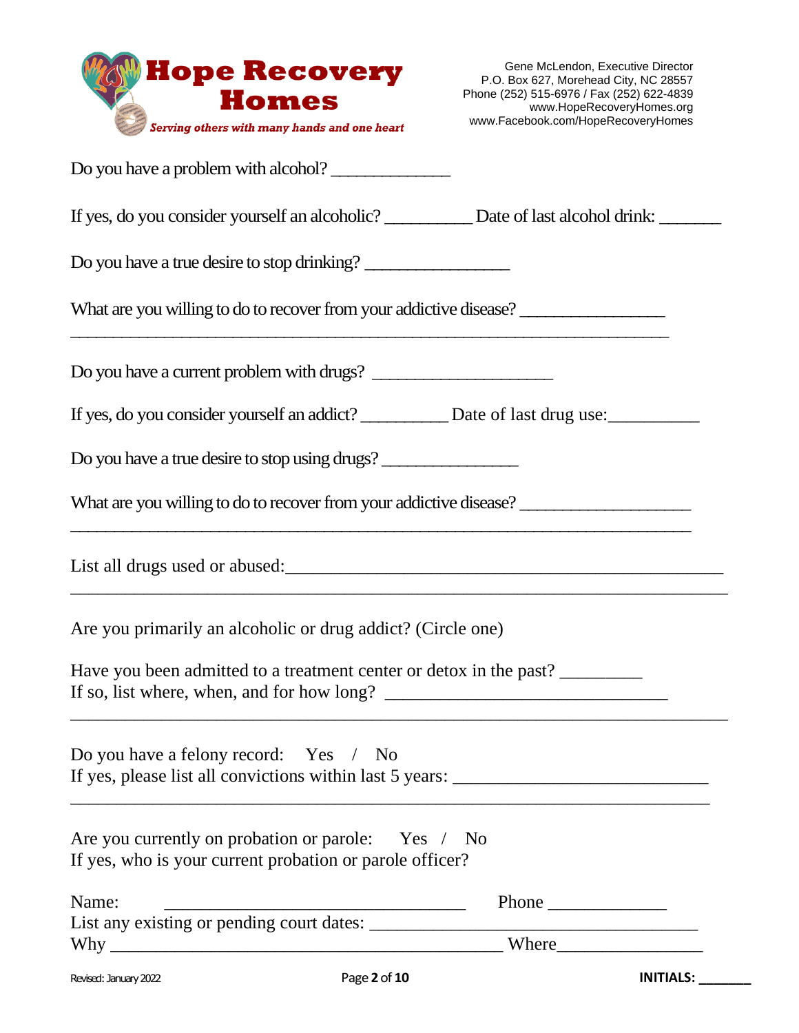**Hope Recovery Homes**

*Serving others with many hands and one heart*

Gene McLendon, Executive Director
P.O. Box 627, Morehead City, NC 28557
Phone (252) 515-6976 / Fax (252) 622-4839
www.HopeRecoveryHomes.org
www.Facebook.com/HopeRecoveryHomes

Do you have a problem with alcohol? _____________

If yes, do you consider yourself an alcoholic? __________ Date of last alcohol drink: _______

Do you have a true desire to stop drinking? ________________

What are you willing to do to recover from your addictive disease? ________________
_________________________________________________________________

Do you have a current problem with drugs? ____________________

If yes, do you consider yourself an addict? __________ Date of last drug use:__________

Do you have a true desire to stop using drugs? _______________

What are you willing to do to recover from your addictive disease? ___________________
_________________________________________________________________

List all drugs used or abused:_______________________________________________
_________________________________________________________________

Are you primarily an alcoholic or drug addict? (Circle one)

Have you been admitted to a treatment center or detox in the past? _________
If so, list where, when, and for how long? _______________________________
_________________________________________________________________

Do you have a felony record: Yes / No
If yes, please list all convictions within last 5 years: ____________________________
_________________________________________________________________

Are you currently on probation or parole: Yes / No
If yes, who is your current probation or parole officer?

Name: __________________________________ Phone _____________
List any existing or pending court dates: ____________________________________
Why ____________________________________________ Where________________

Revised: January 2022

INITIALS: _______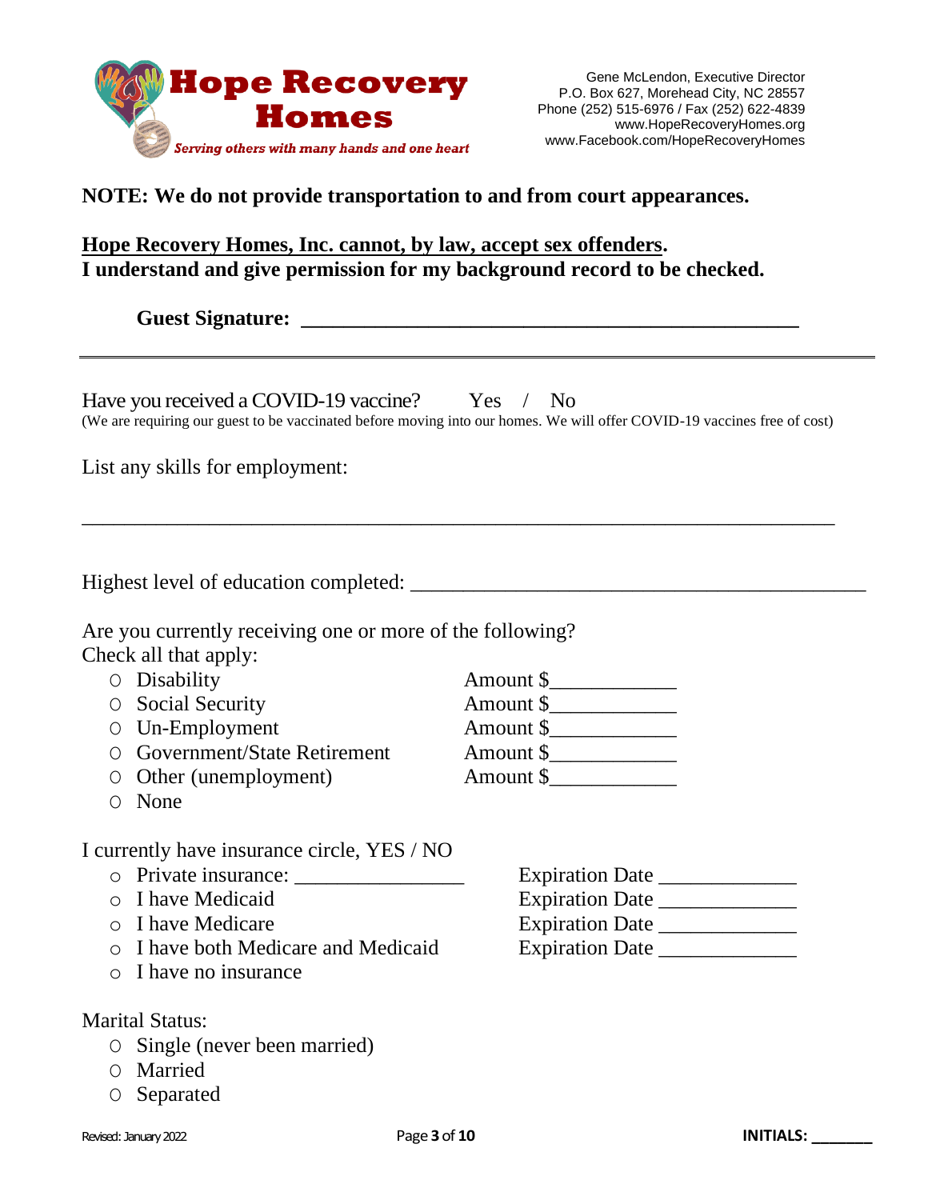**Hope Recovery Homes**

*Serving others with many hands and one heart*

Gene McLendon, Executive Director
P.O. Box 627, Morehead City, NC 28557
Phone (252) 515-6976 / Fax (252) 622-4839
www.HopeRecoveryHomes.org
www.Facebook.com/HopeRecoveryHomes

**NOTE: We do not provide transportation to and from court appearances.**

**Hope Recovery Homes, Inc. cannot, by law, accept sex offenders.**
**I understand and give permission for my background record to be checked.**

**Guest Signature: ______________________________________________**

---

Have you received a COVID-19 vaccine? Yes / No
(We are requiring our guest to be vaccinated before moving into our homes. We will offer COVID-19 vaccines free of cost)

List any skills for employment:

_________________________________________________________________________

Highest level of education completed: ____________________________________________

Are you currently receiving one or more of the following?
Check all that apply:

- ○ Disability Amount $____________
- ○ Social Security Amount $____________
- ○ Un-Employment Amount $____________
- ○ Government/State Retirement Amount $____________
- ○ Other (unemployment) Amount $____________
- ○ None

I currently have insurance circle, YES / NO

- ○ Private insurance: ________________ Expiration Date _____________
- ○ I have Medicaid Expiration Date _____________
- ○ I have Medicare Expiration Date _____________
- ○ I have both Medicare and Medicaid Expiration Date _____________
- ○ I have no insurance

Marital Status:

- ○ Single (never been married)
- ○ Married
- ○ Separated

Revised: January 2022

**INITIALS: _______**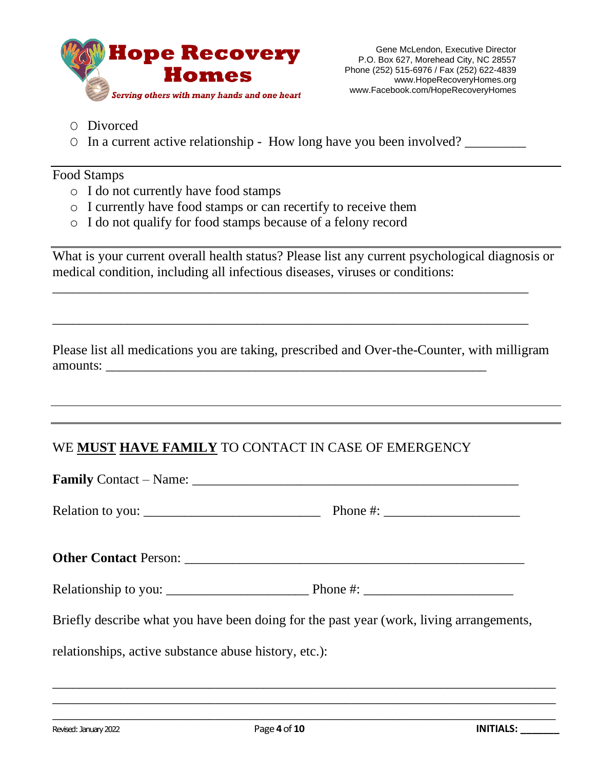- ○ Divorced
- ○ In a current active relationship - How long have you been involved? _________

---

Food Stamps

- ○ I do not currently have food stamps
- ○ I currently have food stamps or can recertify to receive them
- ○ I do not qualify for food stamps because of a felony record

---

What is your current overall health status? Please list any current psychological diagnosis or medical condition, including all infectious diseases, viruses or conditions:

_____________________________________________________________________________

_____________________________________________________________________________

Please list all medications you are taking, prescribed and Over-the-Counter, with milligram amounts: _____________________________________________________________

---

WE **MUST** **HAVE FAMILY** TO CONTACT IN CASE OF EMERGENCY

**Family** Contact – Name: ___________________________________________________

Relation to you: __________________________ Phone #: ____________________

**Other Contact** Person: ____________________________________________________

Relationship to you: _____________________ Phone #: ______________________

Briefly describe what you have been doing for the past year (work, living arrangements, relationships, active substance abuse history, etc.):

_____________________________________________________________________________

_____________________________________________________________________________

_____________________________________________________________________________

Revised: January 2022

INITIALS: _______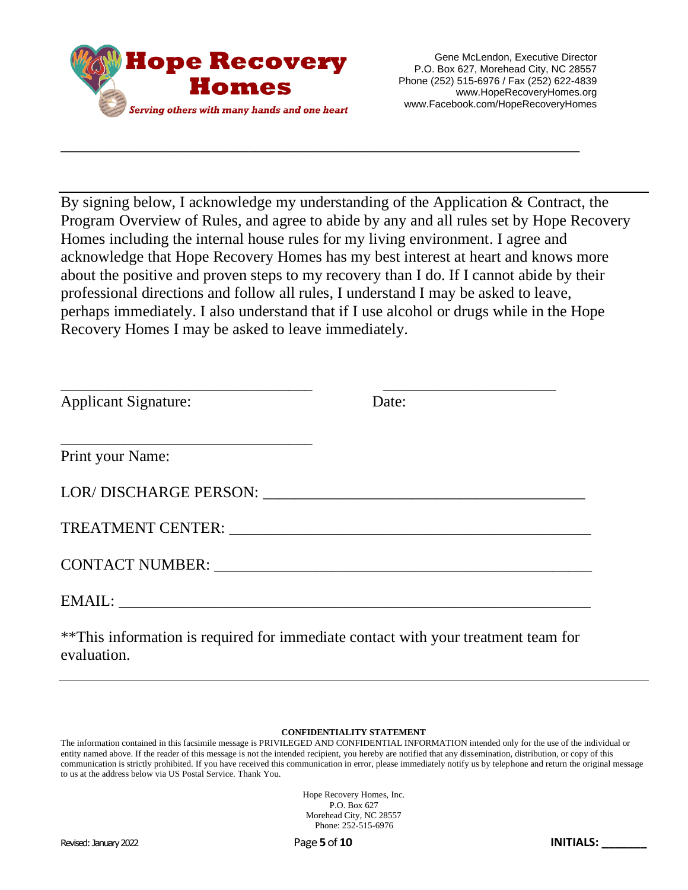**Hope Recovery Homes**

*Serving others with many hands and one heart*

Gene McLendon, Executive Director
P.O. Box 627, Morehead City, NC 28557
Phone (252) 515-6976 / Fax (252) 622-4839
www.HopeRecoveryHomes.org
www.Facebook.com/HopeRecoveryHomes

---

By signing below, I acknowledge my understanding of the Application & Contract, the Program Overview of Rules, and agree to abide by any and all rules set by Hope Recovery Homes including the internal house rules for my living environment. I agree and acknowledge that Hope Recovery Homes has my best interest at heart and knows more about the positive and proven steps to my recovery than I do. If I cannot abide by their professional directions and follow all rules, I understand I may be asked to leave, perhaps immediately. I also understand that if I use alcohol or drugs while in the Hope Recovery Homes I may be asked to leave immediately.

_________________________________ _______________________

Applicant Signature: Date:

_________________________________

Print your Name:

LOR/ DISCHARGE PERSON: __________________________________________

TREATMENT CENTER: _______________________________________________

CONTACT NUMBER: ________________________________________________

EMAIL: ______________________________________________________________

**This information is required for immediate contact with your treatment team for evaluation.

---

**CONFIDENTIALITY STATEMENT**

The information contained in this facsimile message is PRIVILEGED AND CONFIDENTIAL INFORMATION intended only for the use of the individual or entity named above. If the reader of this message is not the intended recipient, you hereby are notified that any dissemination, distribution, or copy of this communication is strictly prohibited. If you have received this communication in error, please immediately notify us by telephone and return the original message to us at the address below via US Postal Service. Thank You.

Hope Recovery Homes, Inc.
P.O. Box 627
Morehead City, NC 28557
Phone: 252-515-6976

Revised: January 2022

**INITIALS:** _______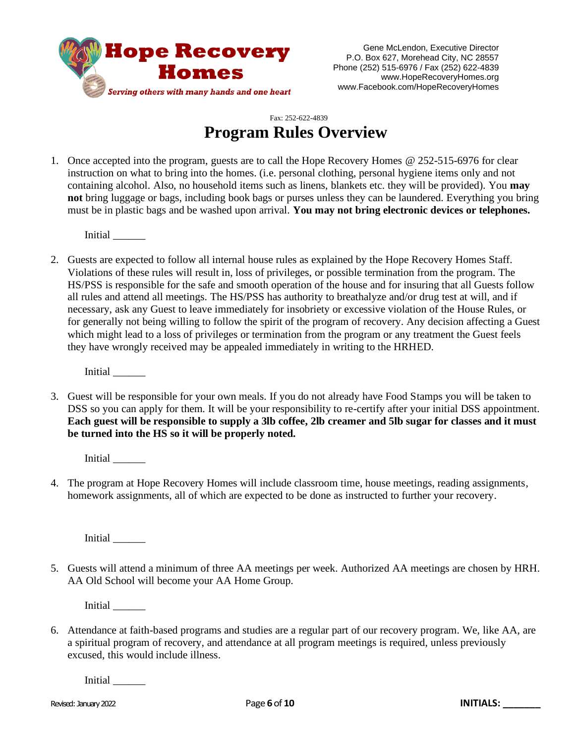**Hope Recovery Homes**

*Serving others with many hands and one heart*

Gene McLendon, Executive Director
P.O. Box 627, Morehead City, NC 28557
Phone (252) 515-6976 / Fax (252) 622-4839
www.HopeRecoveryHomes.org
www.Facebook.com/HopeRecoveryHomes

Fax: 252-622-4839

# Program Rules Overview

1. Once accepted into the program, guests are to call the Hope Recovery Homes @ 252-515-6976 for clear instruction on what to bring into the homes. (i.e. personal clothing, personal hygiene items only and not containing alcohol. Also, no household items such as linens, blankets etc. they will be provided). You **may not** bring luggage or bags, including book bags or purses unless they can be laundered. Everything you bring must be in plastic bags and be washed upon arrival. **You may not bring electronic devices or telephones.**

   Initial ______

2. Guests are expected to follow all internal house rules as explained by the Hope Recovery Homes Staff. Violations of these rules will result in, loss of privileges, or possible termination from the program. The HS/PSS is responsible for the safe and smooth operation of the house and for insuring that all Guests follow all rules and attend all meetings. The HS/PSS has authority to breathalyze and/or drug test at will, and if necessary, ask any Guest to leave immediately for insobriety or excessive violation of the House Rules, or for generally not being willing to follow the spirit of the program of recovery. Any decision affecting a Guest which might lead to a loss of privileges or termination from the program or any treatment the Guest feels they have wrongly received may be appealed immediately in writing to the HRHED.

   Initial ______

3. Guest will be responsible for your own meals. If you do not already have Food Stamps you will be taken to DSS so you can apply for them. It will be your responsibility to re-certify after your initial DSS appointment. **Each guest will be responsible to supply a 3lb coffee, 2lb creamer and 5lb sugar for classes and it must be turned into the HS so it will be properly noted.**

   Initial ______

4. The program at Hope Recovery Homes will include classroom time, house meetings, reading assignments, homework assignments, all of which are expected to be done as instructed to further your recovery.

   Initial ______

5. Guests will attend a minimum of three AA meetings per week. Authorized AA meetings are chosen by HRH. AA Old School will become your AA Home Group.

   Initial ______

6. Attendance at faith-based programs and studies are a regular part of our recovery program. We, like AA, are a spiritual program of recovery, and attendance at all program meetings is required, unless previously excused, this would include illness.

   Initial ______

Revised: January 2022 INITIALS: _______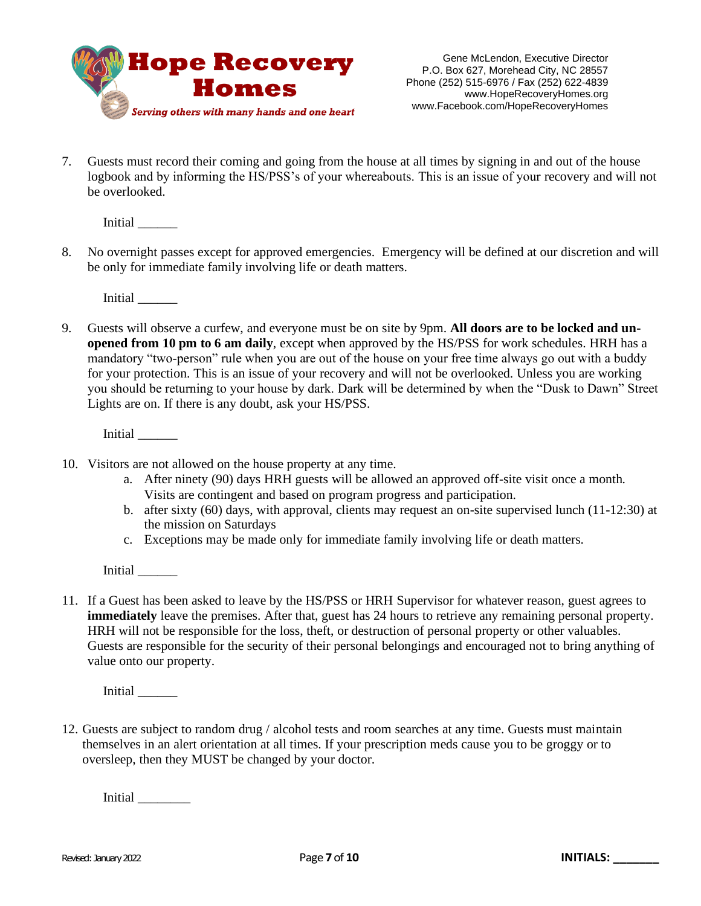7. Guests must record their coming and going from the house at all times by signing in and out of the house logbook and by informing the HS/PSS's of your whereabouts. This is an issue of your recovery and will not be overlooked.

   Initial ______

8. No overnight passes except for approved emergencies. Emergency will be defined at our discretion and will be only for immediate family involving life or death matters.

   Initial ______

9. Guests will observe a curfew, and everyone must be on site by 9pm. **All doors are to be locked and un-opened from 10 pm to 6 am daily**, except when approved by the HS/PSS for work schedules. HRH has a mandatory "two-person" rule when you are out of the house on your free time always go out with a buddy for your protection. This is an issue of your recovery and will not be overlooked. Unless you are working you should be returning to your house by dark. Dark will be determined by when the "Dusk to Dawn" Street Lights are on. If there is any doubt, ask your HS/PSS.

   Initial ______

10. Visitors are not allowed on the house property at any time.
    a. After ninety (90) days HRH guests will be allowed an approved off-site visit once a month. Visits are contingent and based on program progress and participation.
    b. after sixty (60) days, with approval, clients may request an on-site supervised lunch (11-12:30) at the mission on Saturdays
    c. Exceptions may be made only for immediate family involving life or death matters.

    Initial ______

11. If a Guest has been asked to leave by the HS/PSS or HRH Supervisor for whatever reason, guest agrees to **immediately** leave the premises. After that, guest has 24 hours to retrieve any remaining personal property. HRH will not be responsible for the loss, theft, or destruction of personal property or other valuables. Guests are responsible for the security of their personal belongings and encouraged not to bring anything of value onto our property.

    Initial ______

12. Guests are subject to random drug / alcohol tests and room searches at any time. Guests must maintain themselves in an alert orientation at all times. If your prescription meds cause you to be groggy or to oversleep, then they MUST be changed by your doctor.

    Initial ________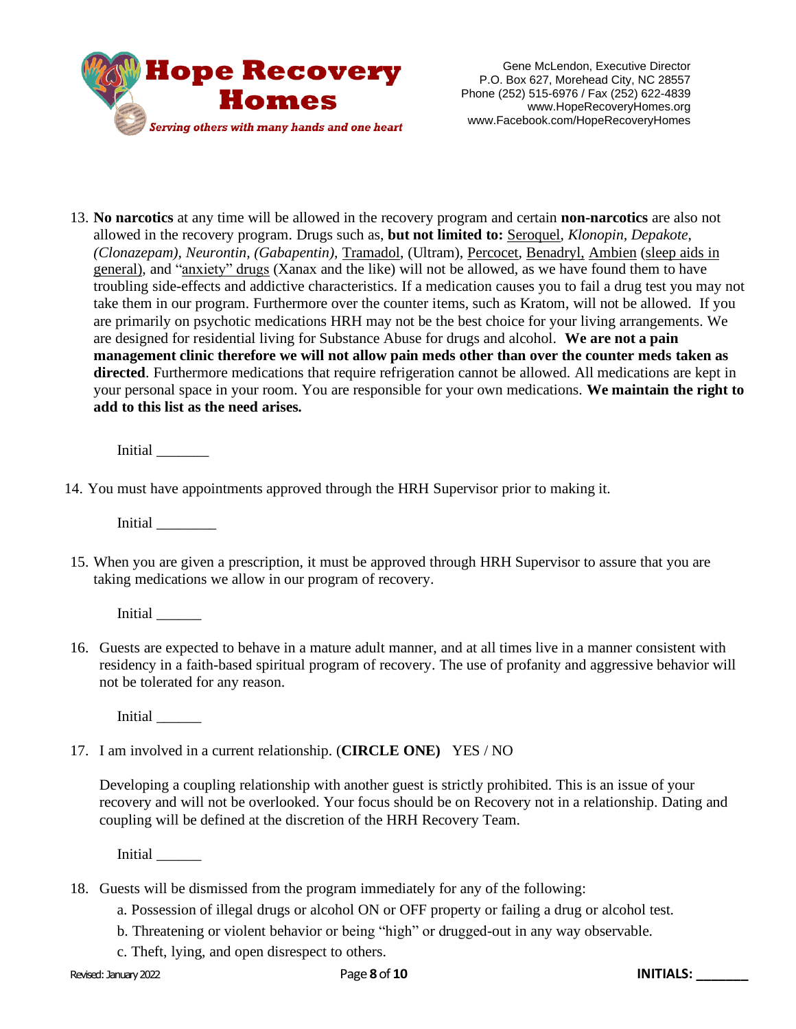13. **No narcotics** at any time will be allowed in the recovery program and certain **non-narcotics** are also not allowed in the recovery program. Drugs such as, **but not limited to:** Seroquel, *Klonopin, Depakote, (Clonazepam), Neurontin, (Gabapentin),* Tramadol, (Ultram), Percocet, Benadryl, Ambien (sleep aids in general), and "anxiety" drugs (Xanax and the like) will not be allowed, as we have found them to have troubling side-effects and addictive characteristics. If a medication causes you to fail a drug test you may not take them in our program. Furthermore over the counter items, such as Kratom, will not be allowed. If you are primarily on psychotic medications HRH may not be the best choice for your living arrangements. We are designed for residential living for Substance Abuse for drugs and alcohol. **We are not a pain management clinic therefore we will not allow pain meds other than over the counter meds taken as directed**. Furthermore medications that require refrigeration cannot be allowed. All medications are kept in your personal space in your room. You are responsible for your own medications. **We maintain the right to add to this list as the need arises.**

    Initial _______

14. You must have appointments approved through the HRH Supervisor prior to making it.

    Initial ________

15. When you are given a prescription, it must be approved through HRH Supervisor to assure that you are taking medications we allow in our program of recovery.

    Initial ______

16. Guests are expected to behave in a mature adult manner, and at all times live in a manner consistent with residency in a faith-based spiritual program of recovery. The use of profanity and aggressive behavior will not be tolerated for any reason.

    Initial ______

17. I am involved in a current relationship. (**CIRCLE ONE)** YES / NO

    Developing a coupling relationship with another guest is strictly prohibited. This is an issue of your recovery and will not be overlooked. Your focus should be on Recovery not in a relationship. Dating and coupling will be defined at the discretion of the HRH Recovery Team.

    Initial ______

18. Guests will be dismissed from the program immediately for any of the following:
    a. Possession of illegal drugs or alcohol ON or OFF property or failing a drug or alcohol test.
    b. Threatening or violent behavior or being "high" or drugged-out in any way observable.
    c. Theft, lying, and open disrespect to others.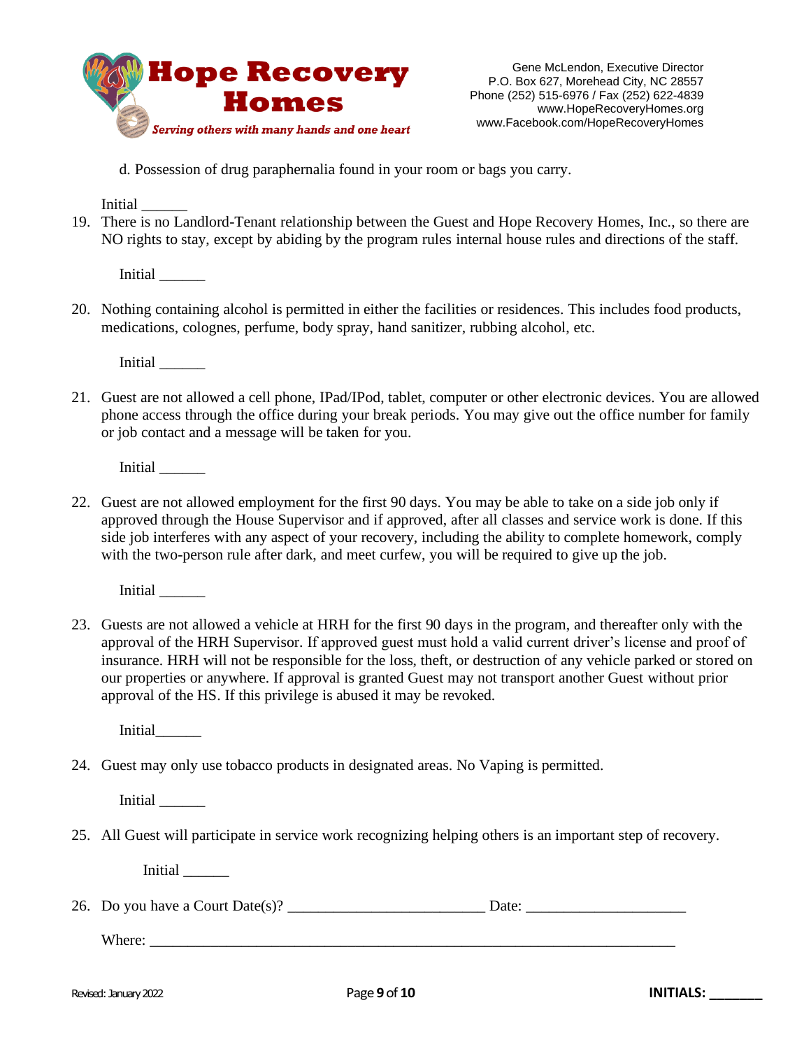d. Possession of drug paraphernalia found in your room or bags you carry.

Initial ______

19. There is no Landlord-Tenant relationship between the Guest and Hope Recovery Homes, Inc., so there are NO rights to stay, except by abiding by the program rules internal house rules and directions of the staff.

    Initial ______

20. Nothing containing alcohol is permitted in either the facilities or residences. This includes food products, medications, colognes, perfume, body spray, hand sanitizer, rubbing alcohol, etc.

    Initial ______

21. Guest are not allowed a cell phone, IPad/IPod, tablet, computer or other electronic devices. You are allowed phone access through the office during your break periods. You may give out the office number for family or job contact and a message will be taken for you.

    Initial ______

22. Guest are not allowed employment for the first 90 days. You may be able to take on a side job only if approved through the House Supervisor and if approved, after all classes and service work is done. If this side job interferes with any aspect of your recovery, including the ability to complete homework, comply with the two-person rule after dark, and meet curfew, you will be required to give up the job.

    Initial ______

23. Guests are not allowed a vehicle at HRH for the first 90 days in the program, and thereafter only with the approval of the HRH Supervisor. If approved guest must hold a valid current driver's license and proof of insurance. HRH will not be responsible for the loss, theft, or destruction of any vehicle parked or stored on our properties or anywhere. If approval is granted Guest may not transport another Guest without prior approval of the HS. If this privilege is abused it may be revoked.

    Initial______

24. Guest may only use tobacco products in designated areas. No Vaping is permitted.

    Initial ______

25. All Guest will participate in service work recognizing helping others is an important step of recovery.

    Initial ______

26. Do you have a Court Date(s)? _________________________ Date: ____________________

    Where: ____________________________________________________________________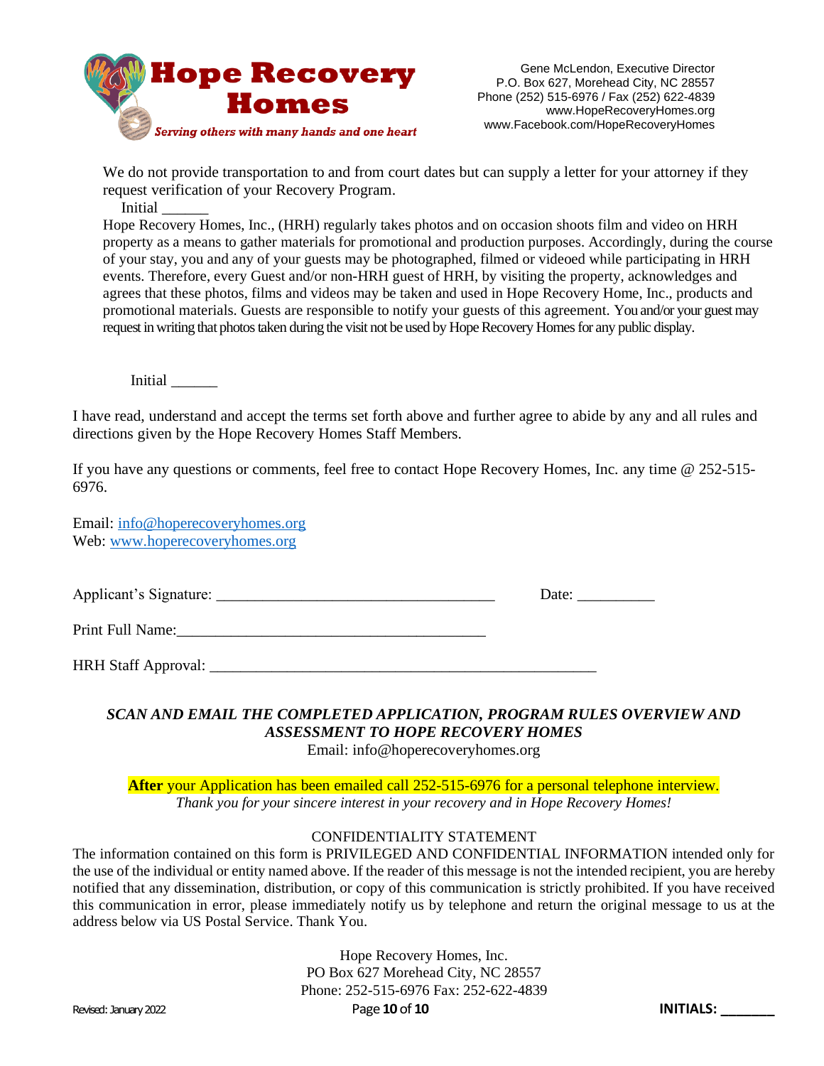We do not provide transportation to and from court dates but can supply a letter for your attorney if they request verification of your Recovery Program.

Initial ______

Hope Recovery Homes, Inc., (HRH) regularly takes photos and on occasion shoots film and video on HRH property as a means to gather materials for promotional and production purposes. Accordingly, during the course of your stay, you and any of your guests may be photographed, filmed or videoed while participating in HRH events. Therefore, every Guest and/or non-HRH guest of HRH, by visiting the property, acknowledges and agrees that these photos, films and videos may be taken and used in Hope Recovery Home, Inc., products and promotional materials. Guests are responsible to notify your guests of this agreement. You and/or your guest may request in writing that photos taken during the visit not be used by Hope Recovery Homes for any public display.

Initial ______

I have read, understand and accept the terms set forth above and further agree to abide by any and all rules and directions given by the Hope Recovery Homes Staff Members.

If you have any questions or comments, feel free to contact Hope Recovery Homes, Inc. any time @ 252-515-6976.

Email: info@hoperecoveryhomes.org
Web: www.hoperecoveryhomes.org

Applicant's Signature: ___________________________________ Date: __________

Print Full Name:________________________________________

HRH Staff Approval: ___________________________________________________

***SCAN AND EMAIL THE COMPLETED APPLICATION, PROGRAM RULES OVERVIEW AND ASSESSMENT TO HOPE RECOVERY HOMES***

Email: info@hoperecoveryhomes.org

**After** your Application has been emailed call 252-515-6976 for a personal telephone interview.

*Thank you for your sincere interest in your recovery and in Hope Recovery Homes!*

CONFIDENTIALITY STATEMENT

The information contained on this form is PRIVILEGED AND CONFIDENTIAL INFORMATION intended only for the use of the individual or entity named above. If the reader of this message is not the intended recipient, you are hereby notified that any dissemination, distribution, or copy of this communication is strictly prohibited. If you have received this communication in error, please immediately notify us by telephone and return the original message to us at the address below via US Postal Service. Thank You.

Hope Recovery Homes, Inc.
PO Box 627 Morehead City, NC 28557
Phone: 252-515-6976 Fax: 252-622-4839

INITIALS: _______